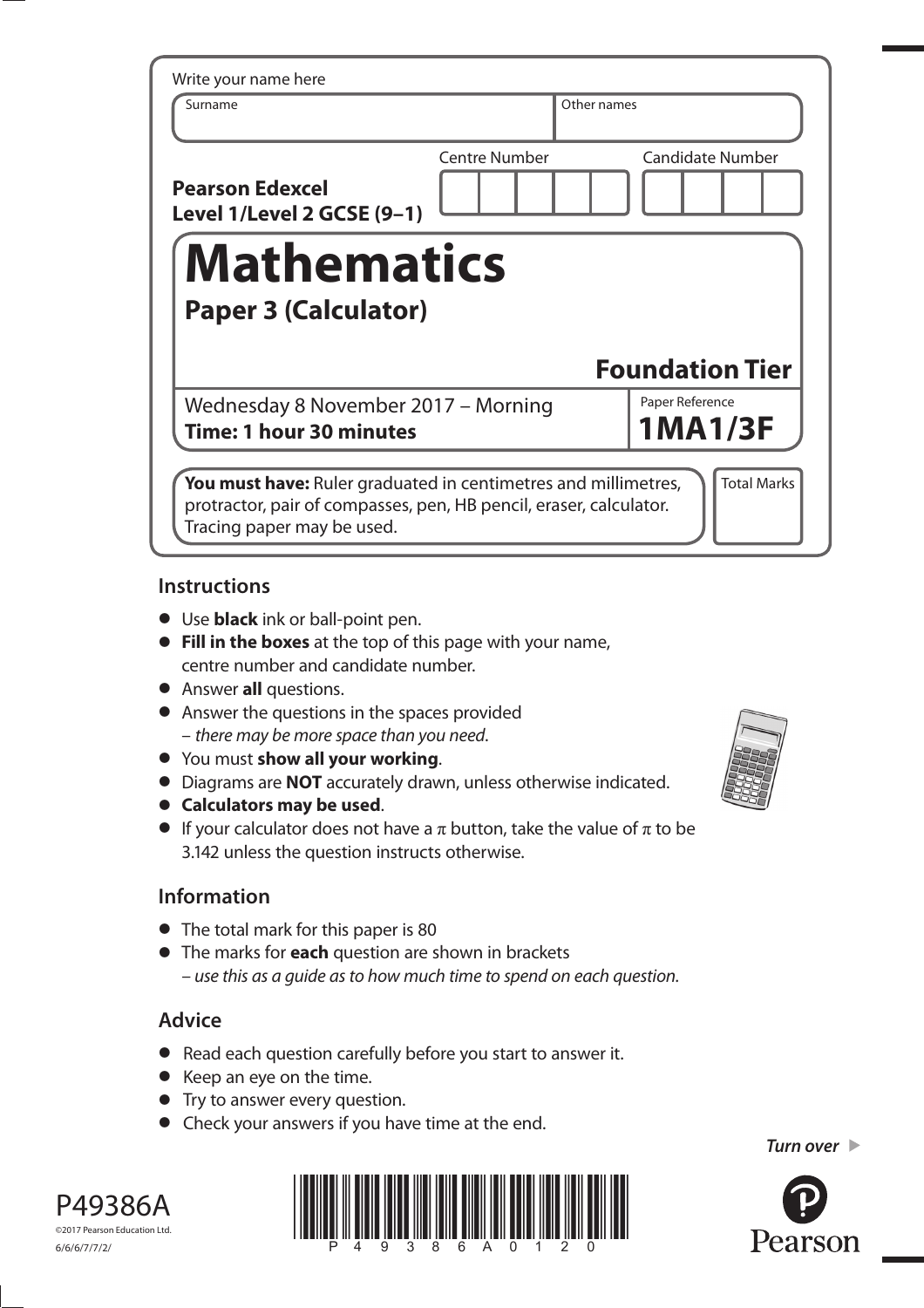Write your name here

| Surname | Other names |
|---|---|
| | |

**Pearson Edexcel**
**Level 1/Level 2 GCSE (9–1)**

| Centre Number | Candidate Number |
|---|---|
| | |

# Mathematics

## Paper 3 (Calculator)

**Foundation Tier**

Wednesday 8 November 2017 – Morning
**Time: 1 hour 30 minutes**

Paper Reference
**1MA1/3F**

**You must have:** Ruler graduated in centimetres and millimetres, protractor, pair of compasses, pen, HB pencil, eraser, calculator. Tracing paper may be used.

Total Marks

## Instructions

- Use **black** ink or ball-point pen.
- **Fill in the boxes** at the top of this page with your name, centre number and candidate number.
- Answer **all** questions.
- Answer the questions in the spaces provided
  – *there may be more space than you need.*
- You must **show all your working**.
- Diagrams are **NOT** accurately drawn, unless otherwise indicated.
- **Calculators may be used**.
- If your calculator does not have a π button, take the value of π to be 3.142 unless the question instructs otherwise.

## Information

- The total mark for this paper is 80
- The marks for **each** question are shown in brackets
  – *use this as a guide as to how much time to spend on each question.*

## Advice

- Read each question carefully before you start to answer it.
- Keep an eye on the time.
- Try to answer every question.
- Check your answers if you have time at the end.

*Turn over* ►

P49386A
©2017 Pearson Education Ltd.
6/6/6/7/7/2/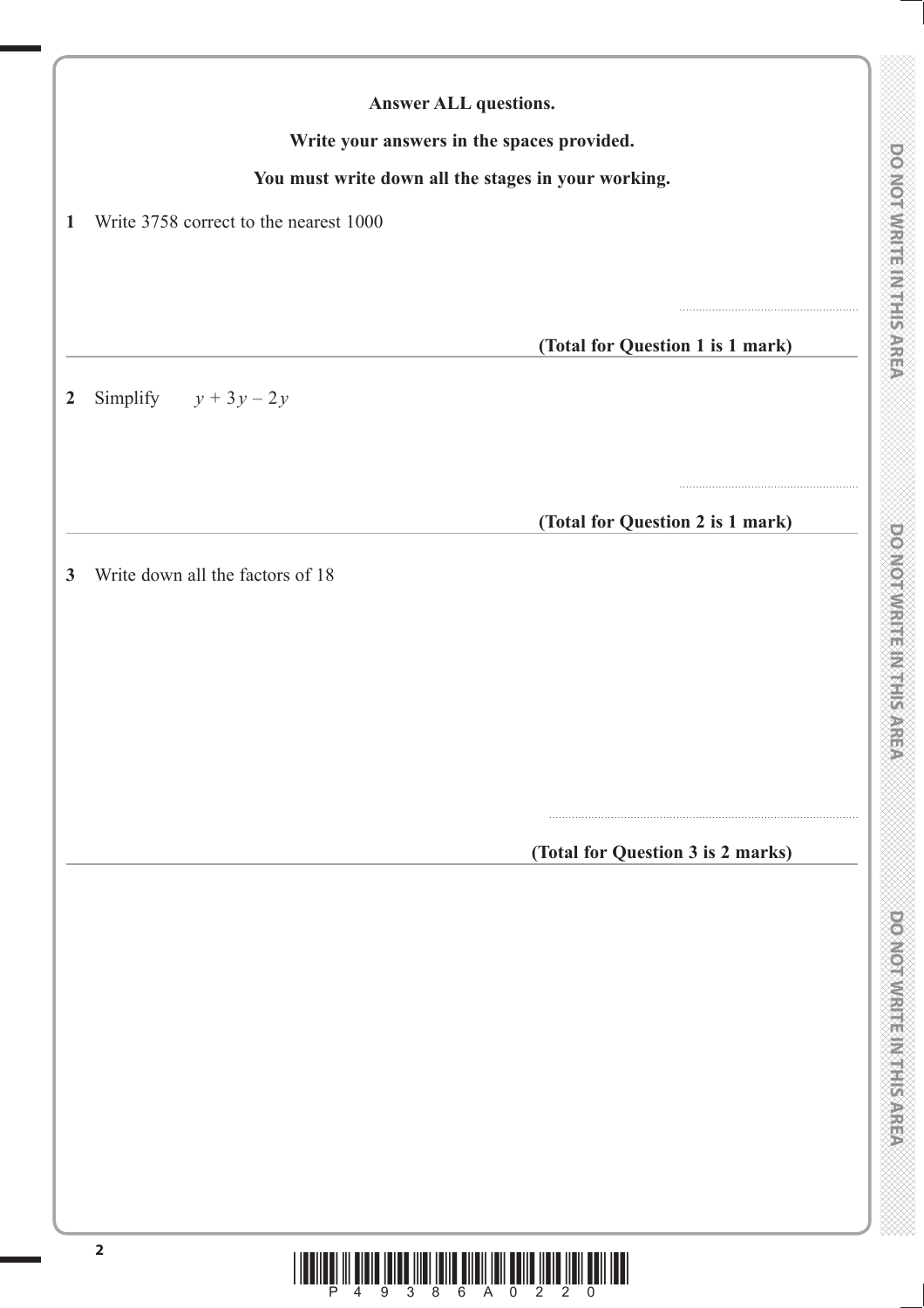**Answer ALL questions.**

**Write your answers in the spaces provided.**

**You must write down all the stages in your working.**

**1** Write 3758 correct to the nearest 1000

..........................................

**(Total for Question 1 is 1 mark)**

---

**2** Simplify $y + 3y - 2y$

..........................................

**(Total for Question 2 is 1 mark)**

---

**3** Write down all the factors of 18

..........................................

**(Total for Question 3 is 2 marks)**

---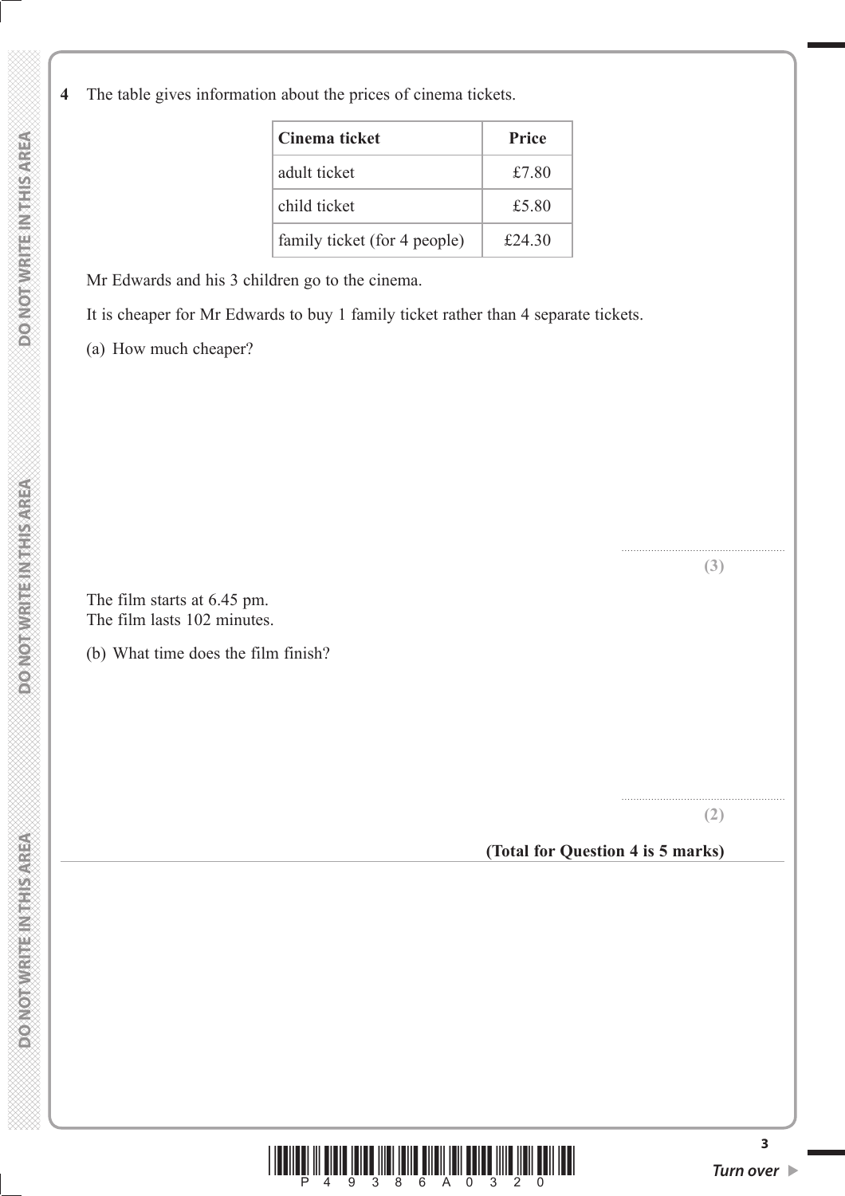**4** The table gives information about the prices of cinema tickets.

| Cinema ticket | Price |
|---|---|
| adult ticket | £7.80 |
| child ticket | £5.80 |
| family ticket (for 4 people) | £24.30 |

Mr Edwards and his 3 children go to the cinema.

It is cheaper for Mr Edwards to buy 1 family ticket rather than 4 separate tickets.

(a) How much cheaper?

.......................................................

**(3)**

The film starts at 6.45 pm.
The film lasts 102 minutes.

(b) What time does the film finish?

.......................................................

**(2)**

**(Total for Question 4 is 5 marks)**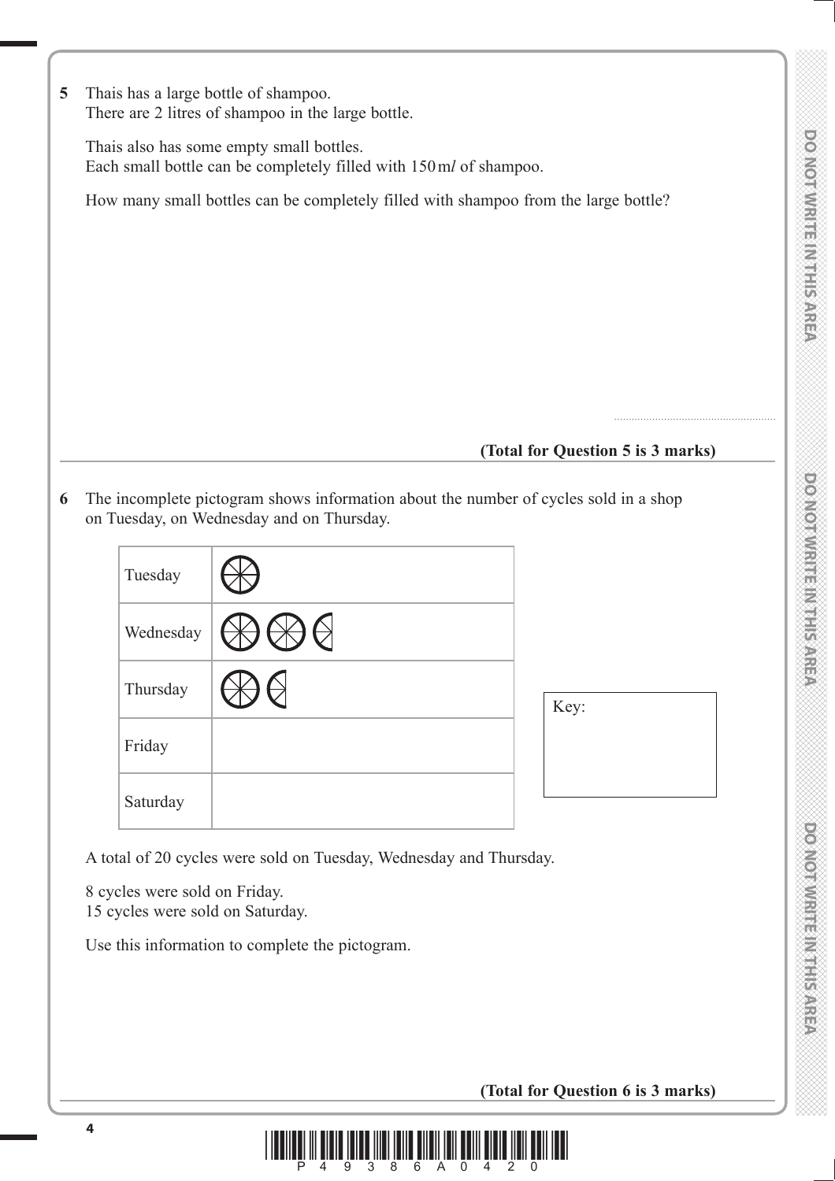**5** Thais has a large bottle of shampoo.
There are 2 litres of shampoo in the large bottle.

Thais also has some empty small bottles.
Each small bottle can be completely filled with 150 m*l* of shampoo.

How many small bottles can be completely filled with shampoo from the large bottle?

..............................

**(Total for Question 5 is 3 marks)**

---

**6** The incomplete pictogram shows information about the number of cycles sold in a shop on Tuesday, on Wednesday and on Thursday.

| | |
|---|---|
| Tuesday | ⊛ |
| Wednesday | ⊛ ⊛ ◐ |
| Thursday | ⊛ ◐ |
| Friday | |
| Saturday | |

Key:

A total of 20 cycles were sold on Tuesday, Wednesday and Thursday.

8 cycles were sold on Friday.
15 cycles were sold on Saturday.

Use this information to complete the pictogram.

**(Total for Question 6 is 3 marks)**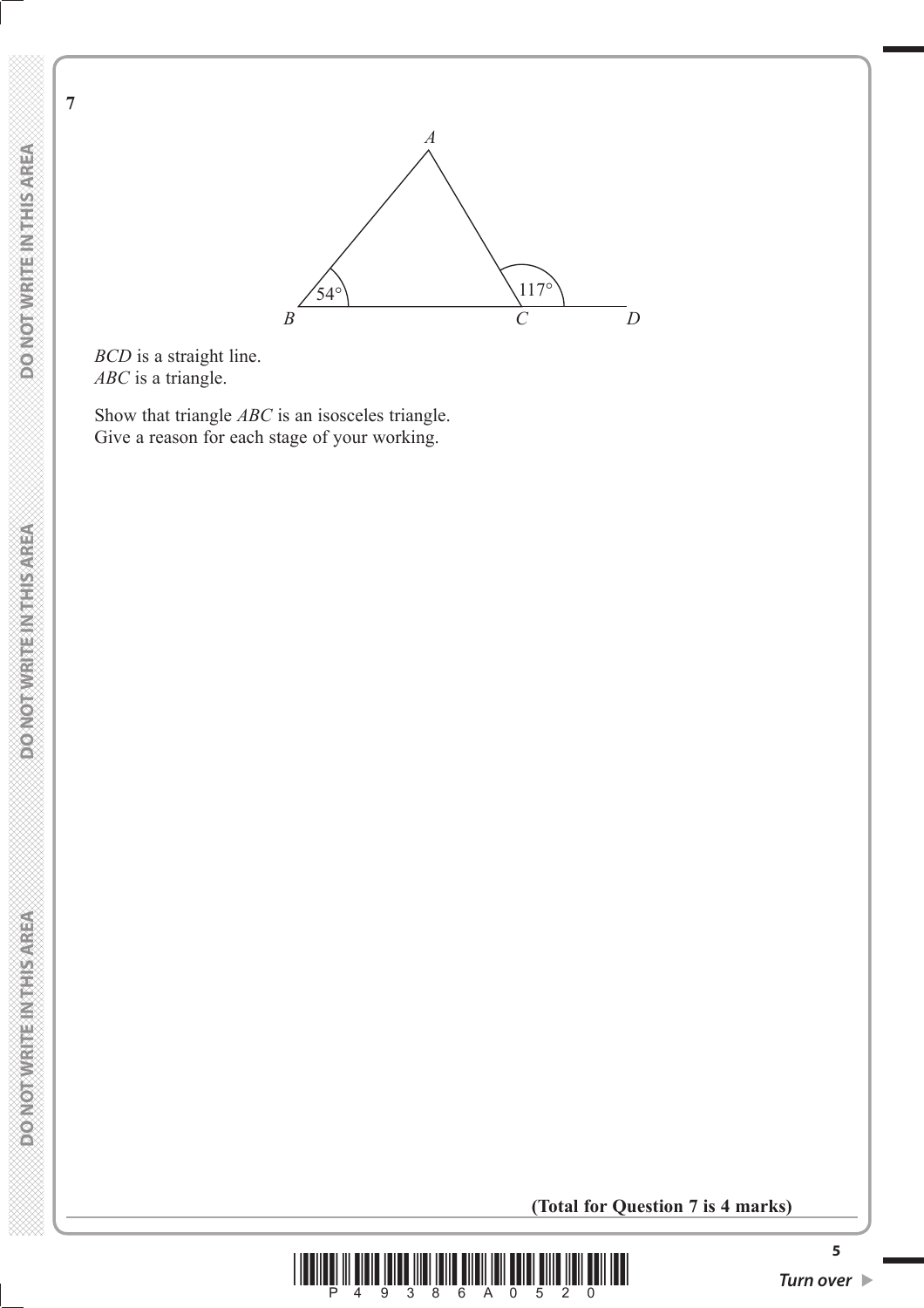**7**

*BCD* is a straight line.
*ABC* is a triangle.

Show that triangle *ABC* is an isosceles triangle.
Give a reason for each stage of your working.

**(Total for Question 7 is 4 marks)**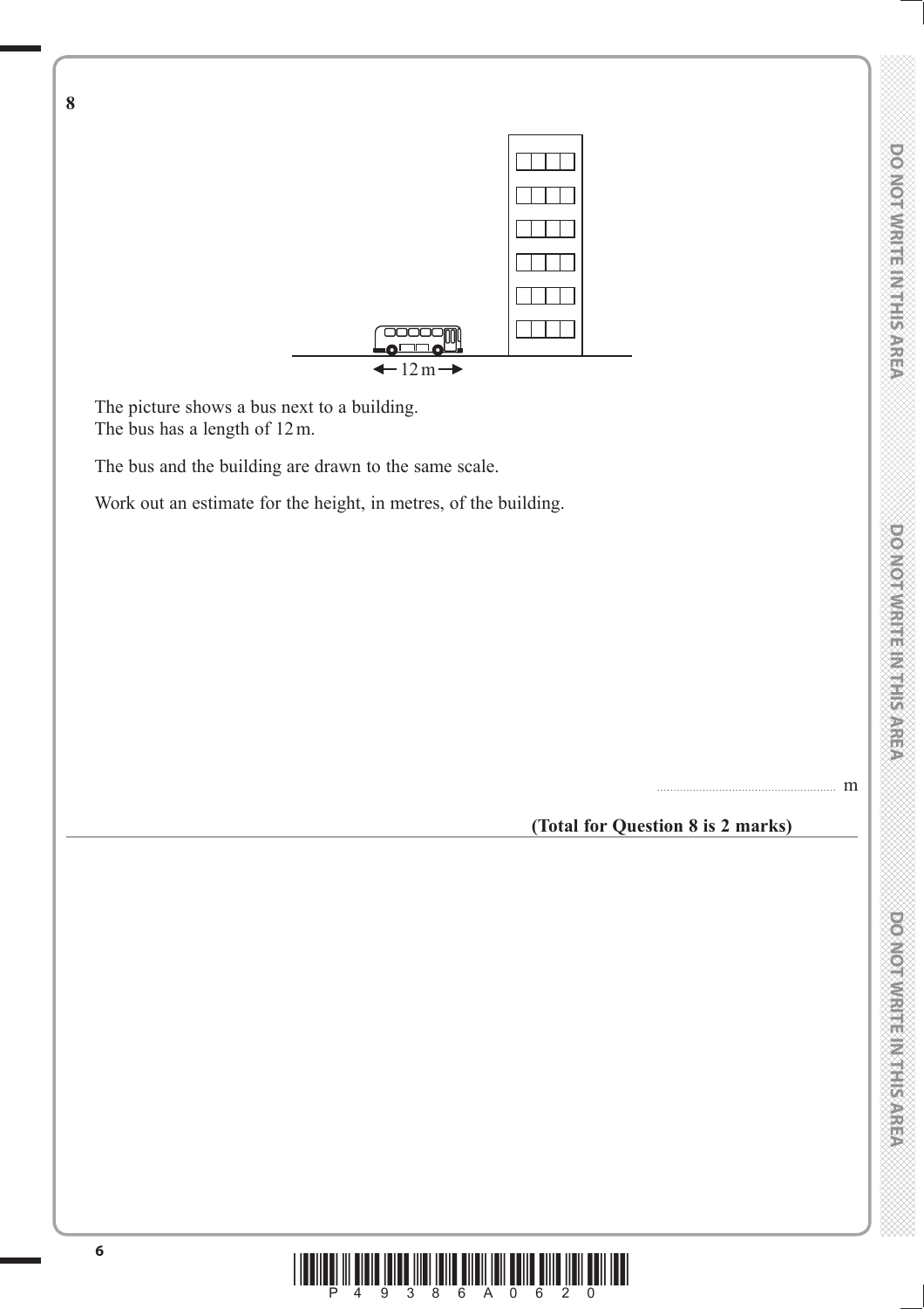**8**

$\leftarrow 12\,\text{m} \rightarrow$

The picture shows a bus next to a building.
The bus has a length of 12 m.

The bus and the board are drawn to the same scale.

Work out an estimate for the height, in metres, of the building.

.......................................................... m

**(Total for Question 8 is 2 marks)**

**8**

$\leftarrow 12\,\text{m} \rightarrow$

The picture shows a bus next to a building.
The bus has a length of 12 m.

The bus and the building are drawn to the same scale.

Work out an estimate for the height, in metres, of the building.

.......................................................... m

**(Total for Question 8 is 2 marks)**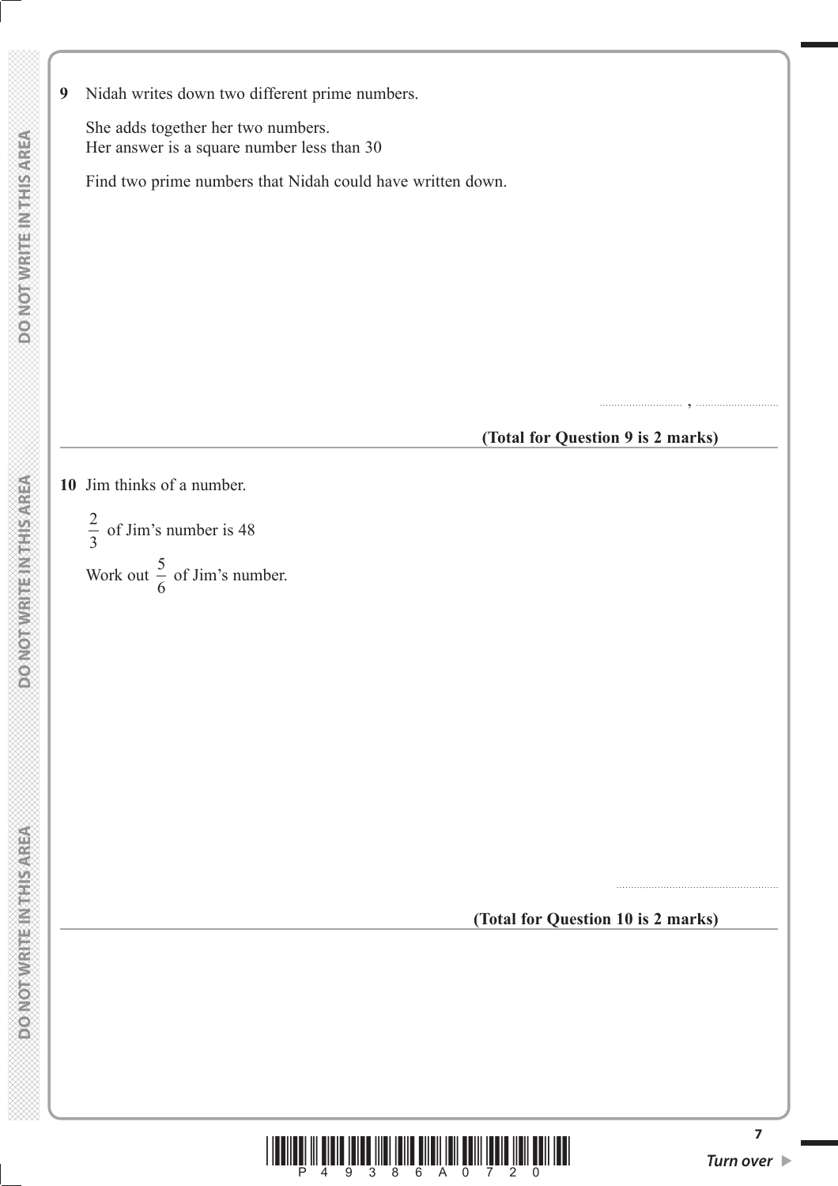**9** Nidah writes down two different prime numbers.

She adds together her two numbers.
Her answer is a square number less than 30

Find two prime numbers that Nidah could have written down.

.............................. , ..............................

**(Total for Question 9 is 2 marks)**

---

**10** Jim thinks of a number.

$\frac{2}{3}$ of Jim's number is 48

Work out $\frac{5}{6}$ of Jim's number.

.......................................................

**(Total for Question 10 is 2 marks)**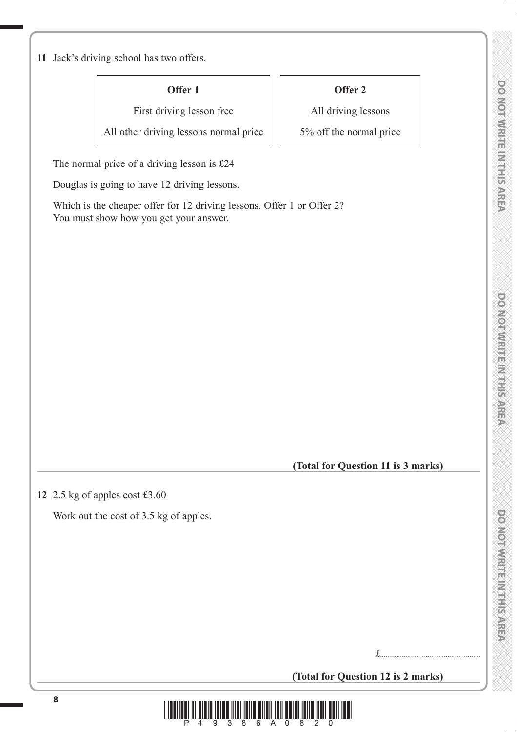**11** Jack's driving school has two offers.

| **Offer 1** | **Offer 2** |
|---|---|
| First driving lesson free | All driving lessons |
| All other driving lessons normal price | 5% off the normal price |

The normal price of a driving lesson is £24

Douglas is going to have 12 driving lessons.

Which is the cheaper offer for 12 driving lessons, Offer 1 or Offer 2?
You must show how you get your answer.

**(Total for Question 11 is 3 marks)**

---

**12** 2.5 kg of apples cost £3.60

Work out the cost of 3.5 kg of apples.

£.......................................................

**(Total for Question 12 is 2 marks)**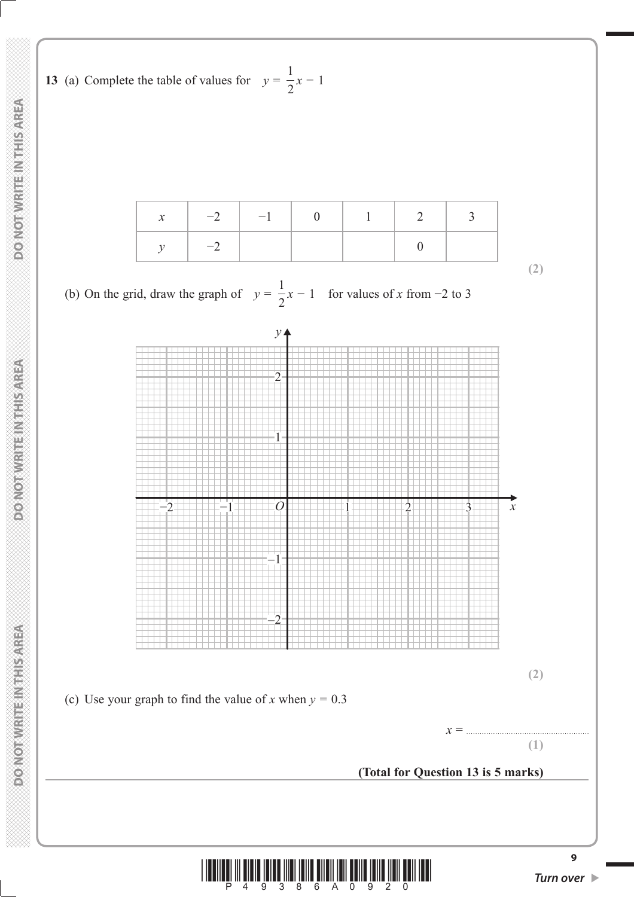**13** (a) Complete the table of values for $y = \frac{1}{2}x - 1$

| $x$ | −2 | −1 | 0 | 1 | 2 | 3 |
|---|---|---|---|---|---|---|
| $y$ | −2 | | | | 0 | |

**(2)**

(b) On the grid, draw the graph of $y = \frac{1}{2}x - 1$ for values of $x$ from −2 to 3

**(2)**

(c) Use your graph to find the value of $x$ when $y = 0.3$

$x =$ ......................................................

**(1)**

**(Total for Question 13 is 5 marks)**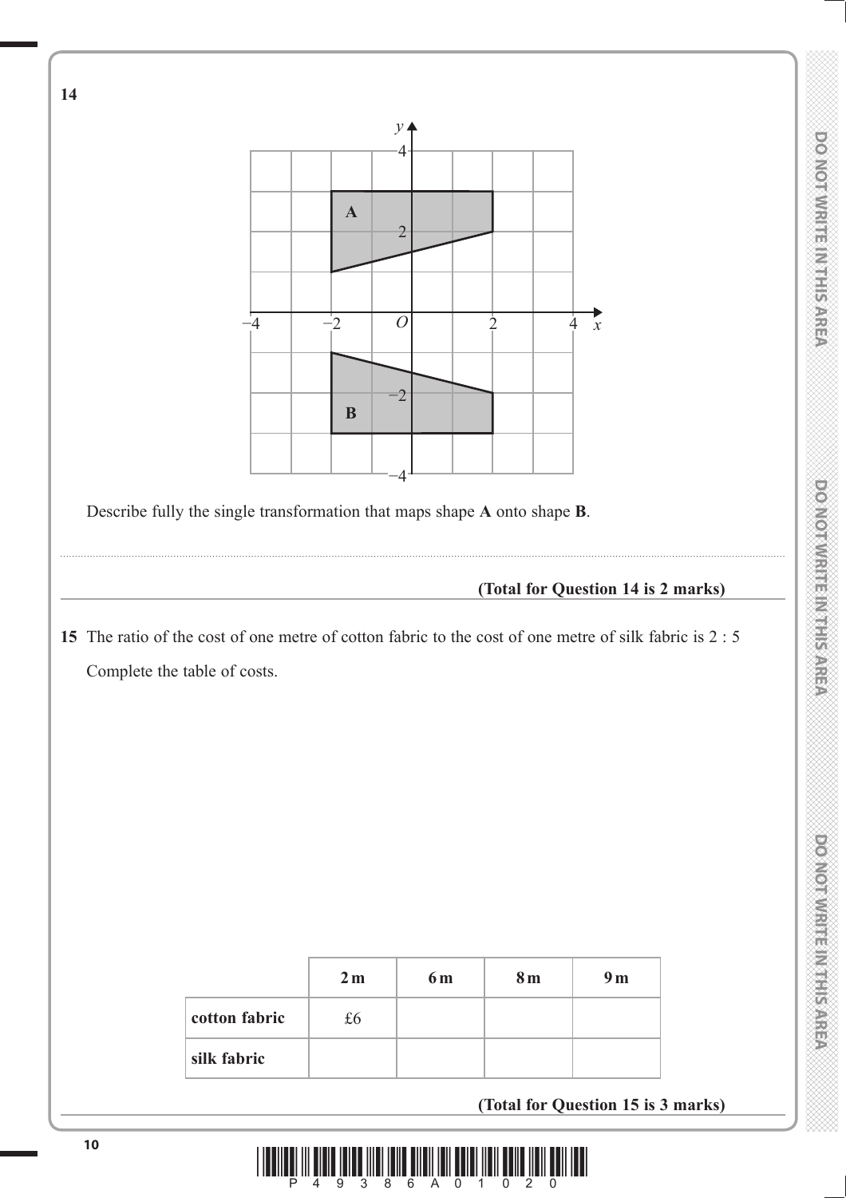**14**

Describe fully the single transformation that maps shape **A** onto shape **B**.

.......................................................................................................................................................................................................

**(Total for Question 14 is 2 marks)**

---

**15** The ratio of the cost of one metre of cotton fabric to the cost of one metre of silk fabric is 2 : 5

Complete the table of costs.

| | **2 m** | **6 m** | **8 m** | **9 m** |
|---|---|---|---|---|
| **cotton fabric** | £6 | | | |
| **silk fabric** | | | | |

**(Total for Question 15 is 3 marks)**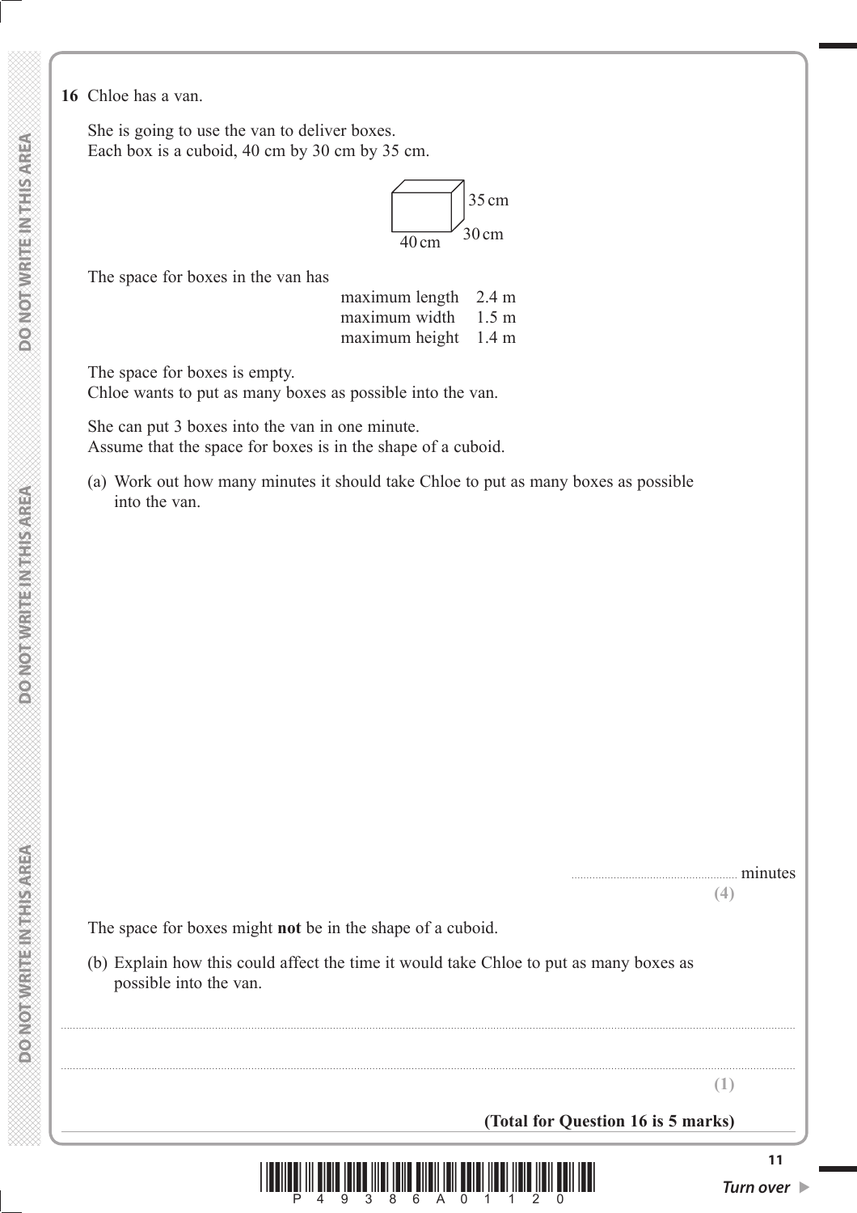**16** Chloe has a van.

She is going to use the van to deliver boxes.
Each box is a cuboid, 40 cm by 30 cm by 35 cm.

35 cm

40 cm 30 cm

The space for boxes in the van has

maximum length 2.4 m
maximum width 1.5 m
maximum height 1.4 m

The space for boxes is empty.
Chloe wants to put as many boxes as possible into the van.

She can put 3 boxes into the van in one minute.
Assume that the space for boxes is in the shape of a cuboid.

(a) Work out how many minutes it should take Chloe to put as many boxes as possible into the van.

.......................................................... minutes
**(4)**

The space for boxes might **not** be in the shape of a cuboid.

(b) Explain how this could affect the time it would take Chloe to put as many boxes as possible into the van.

..........................................................................................................................................................................................................

..........................................................................................................................................................................................................
**(1)**

**(Total for Question 16 is 5 marks)**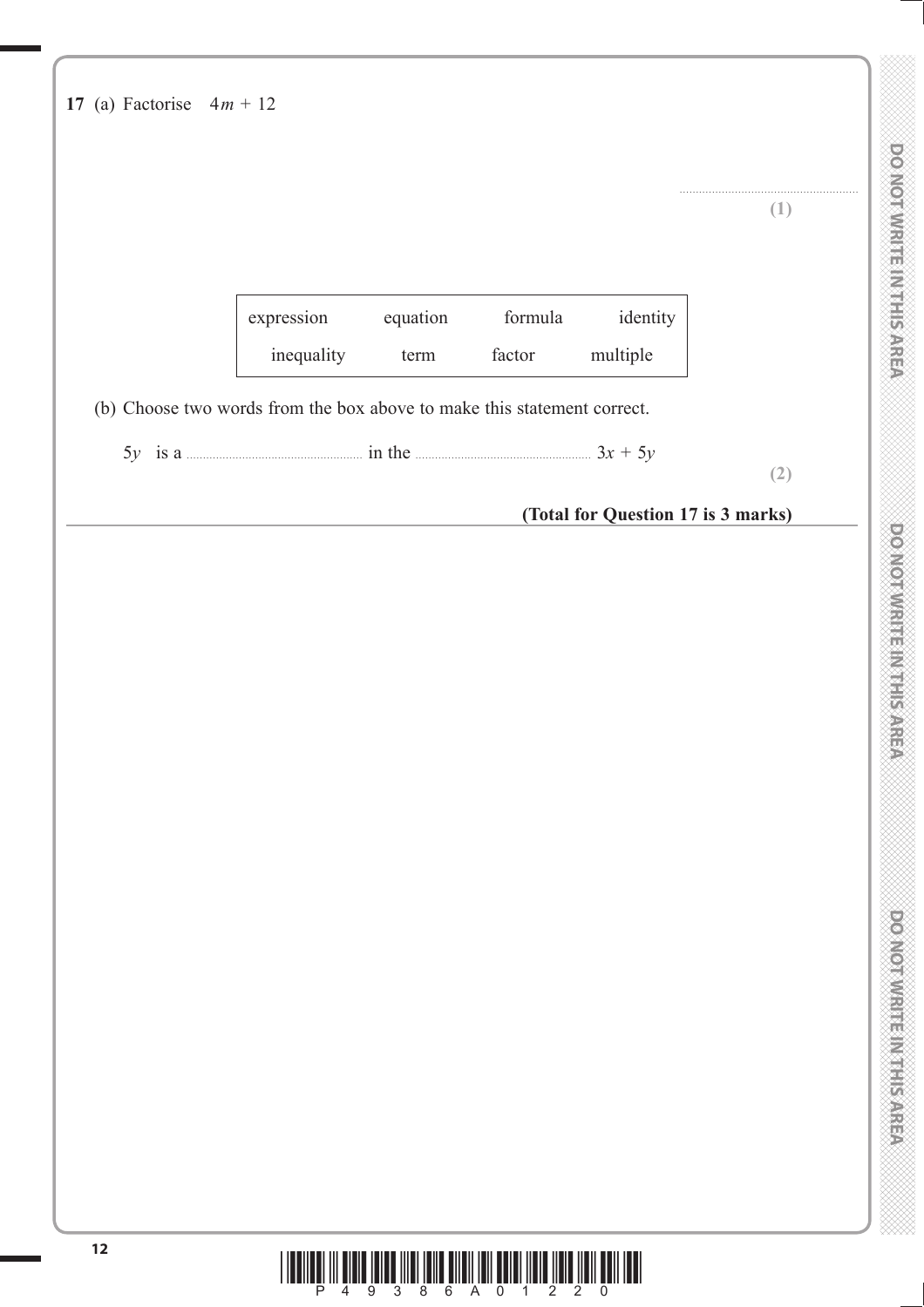**17** (a) Factorise $4m + 12$

..........................................................

**(1)**

| expression | equation | formula | identity |
|---|---|---|---|
| inequality | term | factor | multiple |

(b) Choose two words from the box above to make this statement correct.

$5y$ is a .......................................... in the .......................................... $3x + 5y$

**(2)**

**(Total for Question 17 is 3 marks)**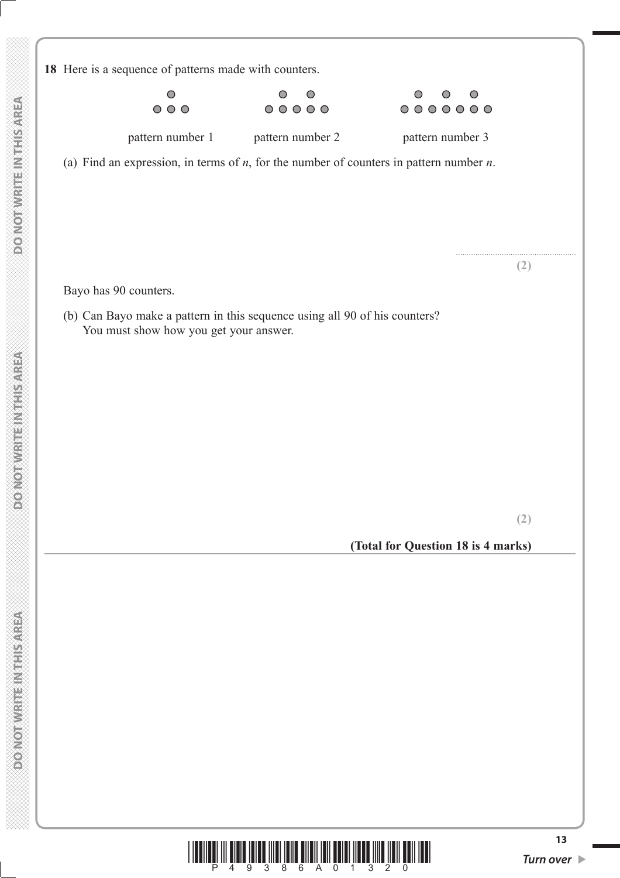**18** Here is a sequence of patterns made with counters.

pattern number 1 pattern number 2 pattern number 3

(a) Find an expression, in terms of $n$, for the number of counters in pattern number $n$.

..........................................................

**(2)**

Bayo has 90 counters.

(b) Can Bayo make a pattern in this sequence using all 90 of his counters?
You must show how you get your answer.

**(2)**

**(Total for Question 18 is 4 marks)**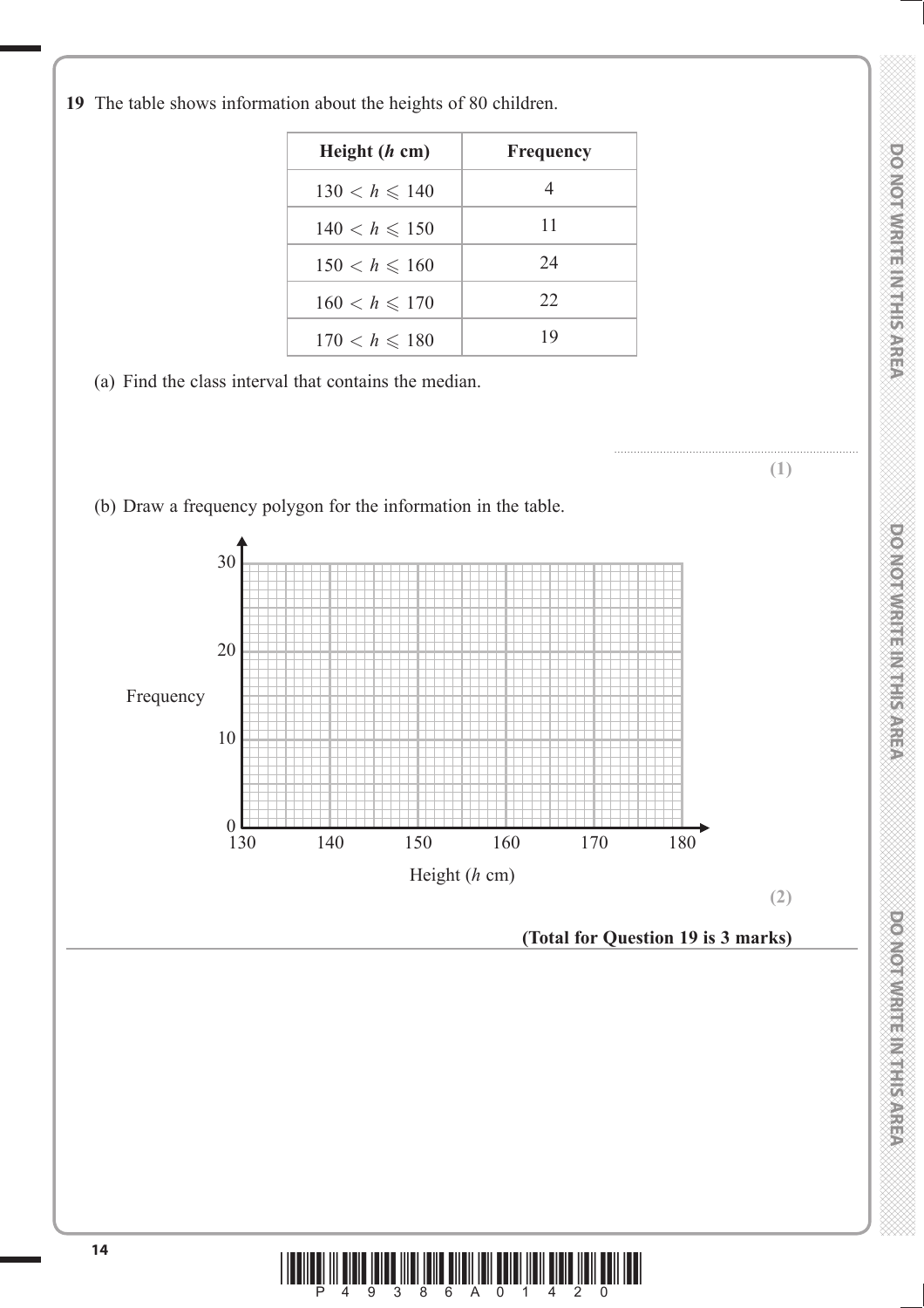**19** The table shows information about the heights of 80 children.

| Height ($h$ cm) | Frequency |
|---|---|
| $130 < h \leqslant 140$ | 4 |
| $140 < h \leqslant 150$ | 11 |
| $150 < h \leqslant 160$ | 24 |
| $160 < h \leqslant 170$ | 22 |
| $170 < h \leqslant 180$ | 19 |

(a) Find the class interval that contains the median.

..............................................................

**(1)**

(b) Draw a frequency polygon for the information in the table.

Frequency (0 to 30)

Height ($h$ cm) (130 to 180)

**(2)**

**(Total for Question 19 is 3 marks)**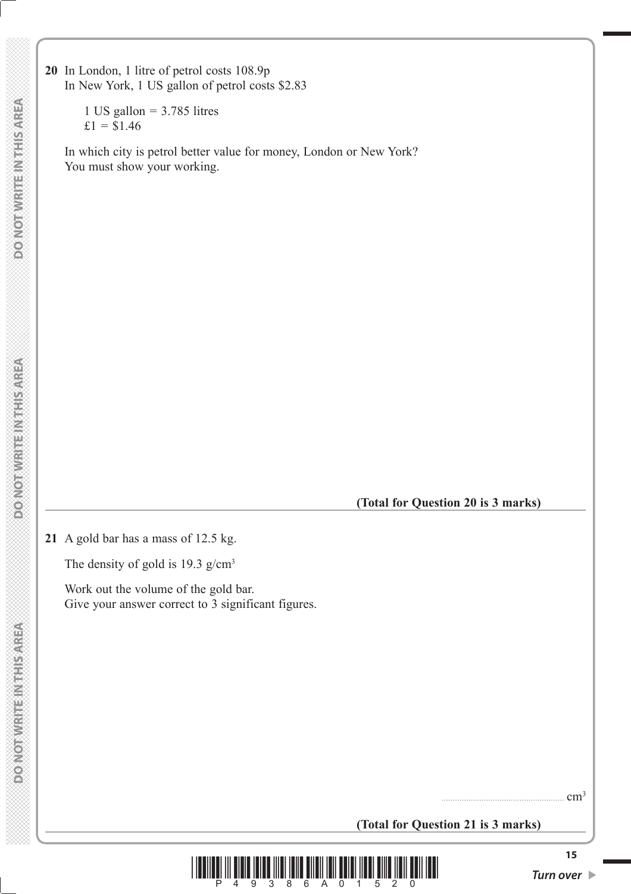**20** In London, 1 litre of petrol costs 108.9p
In New York, 1 US gallon of petrol costs $2.83

1 US gallon = 3.785 litres
£1 = $1.46

In which city is petrol better value for money, London or New York?
You must show your working.

**(Total for Question 20 is 3 marks)**

---

**21** A gold bar has a mass of 12.5 kg.

The density of gold is 19.3 g/cm$^3$

Work out the volume of the gold bar.
Give your answer correct to 3 significant figures.

.......................................................... cm$^3$

**(Total for Question 21 is 3 marks)**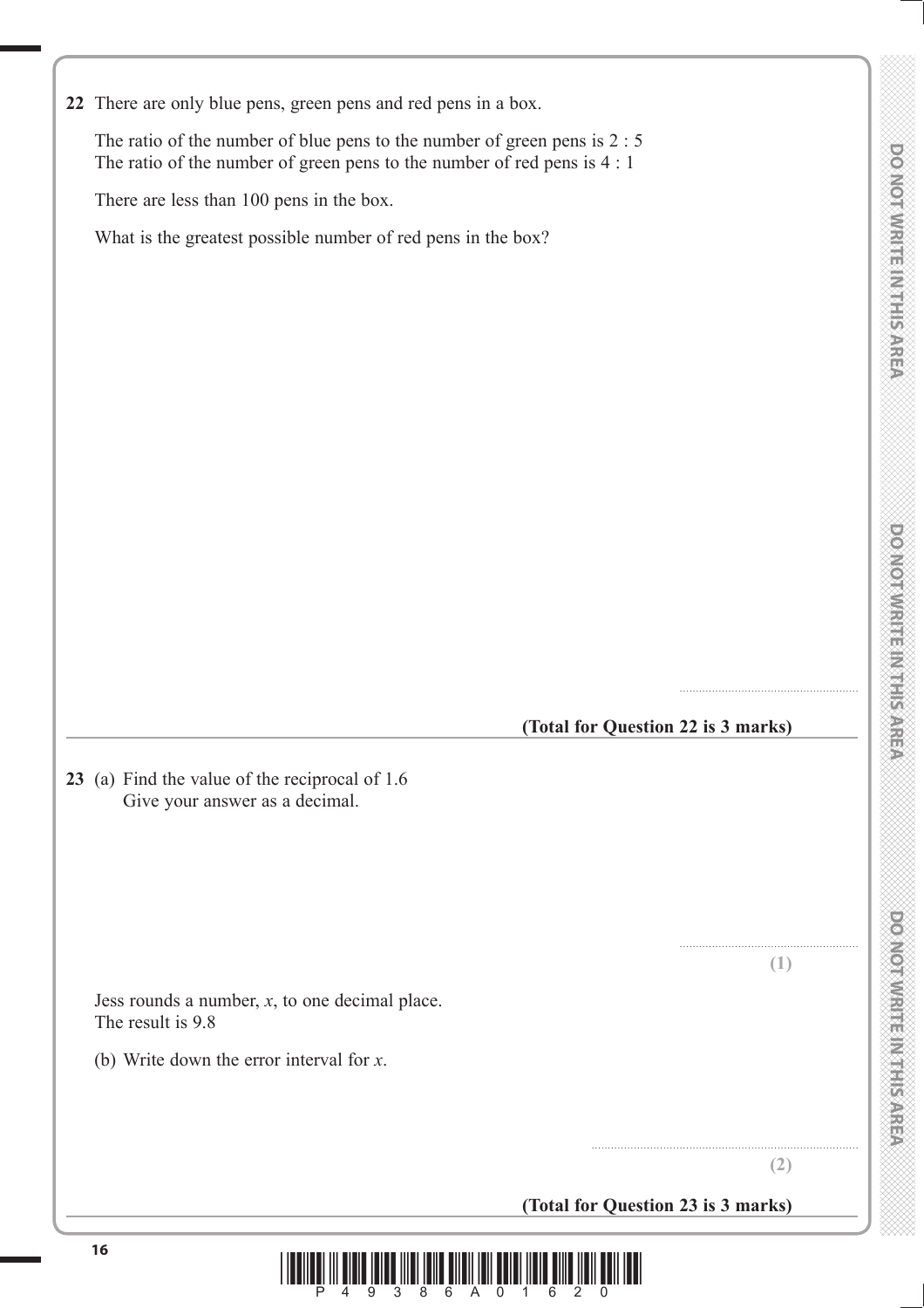**22** There are only blue pens, green pens and red pens in a box.

The ratio of the number of blue pens to the number of green pens is 2 : 5
The ratio of the number of green pens to the number of red pens is 4 : 1

There are less than 100 pens in the box.

What is the greatest possible number of red pens in the box?

.......................................................

**(Total for Question 22 is 3 marks)**

---

**23** (a) Find the value of the reciprocal of 1.6
Give your answer as a decimal.

.......................................................

**(1)**

Jess rounds a number, $x$, to one decimal place.
The result is 9.8

(b) Write down the error interval for $x$.

.......................................................

**(2)**

**(Total for Question 23 is 3 marks)**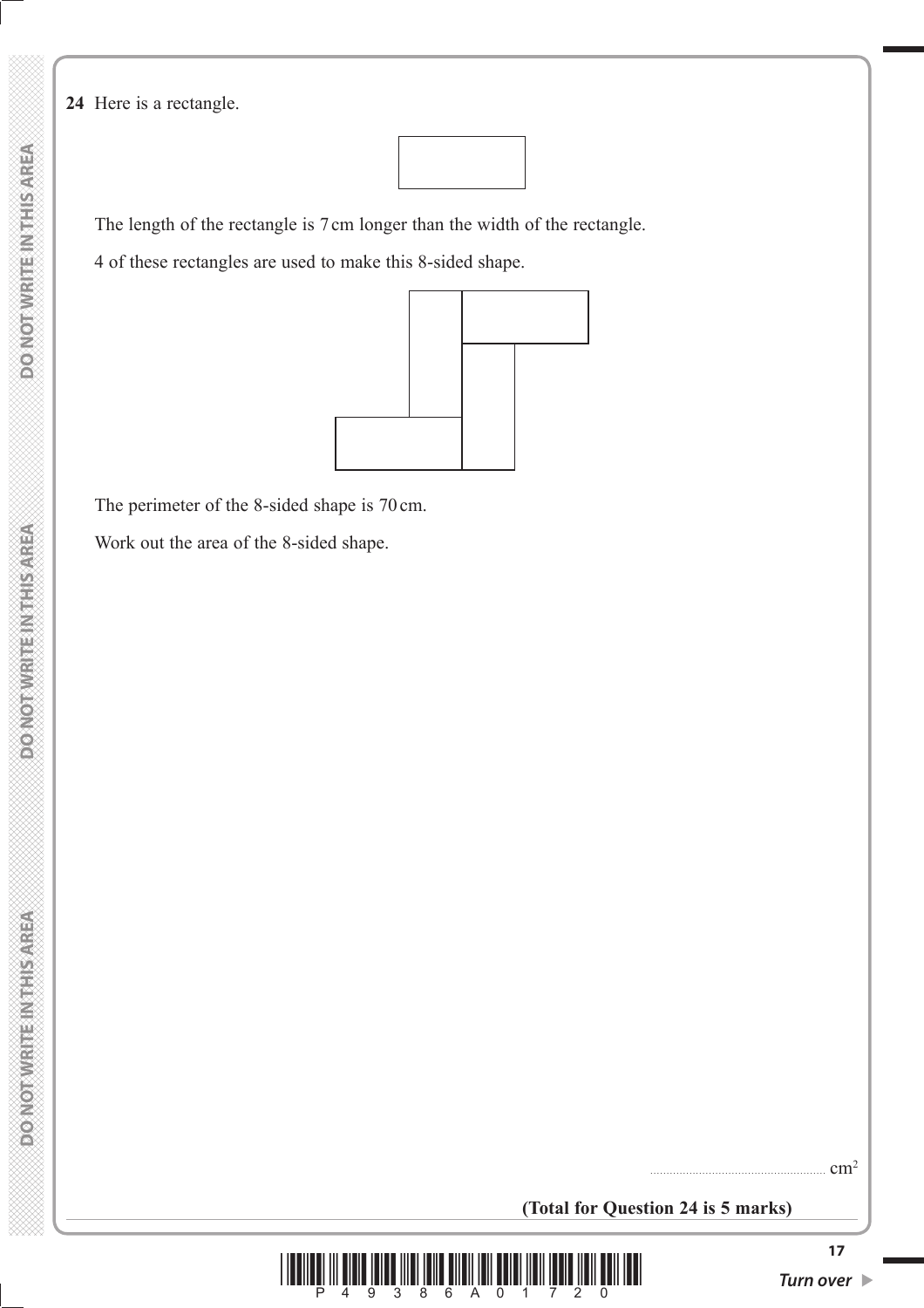**24** Here is a rectangle.

The length of the rectangle is 7 cm longer than the width of the rectangle.

4 of these rectangles are used to make this 8-sided shape.

The perimeter of the 8-sided shape is 70 cm.

Work out the area of the 8-sided shape.

.................................................... $cm^2$

**(Total for Question 24 is 5 marks)**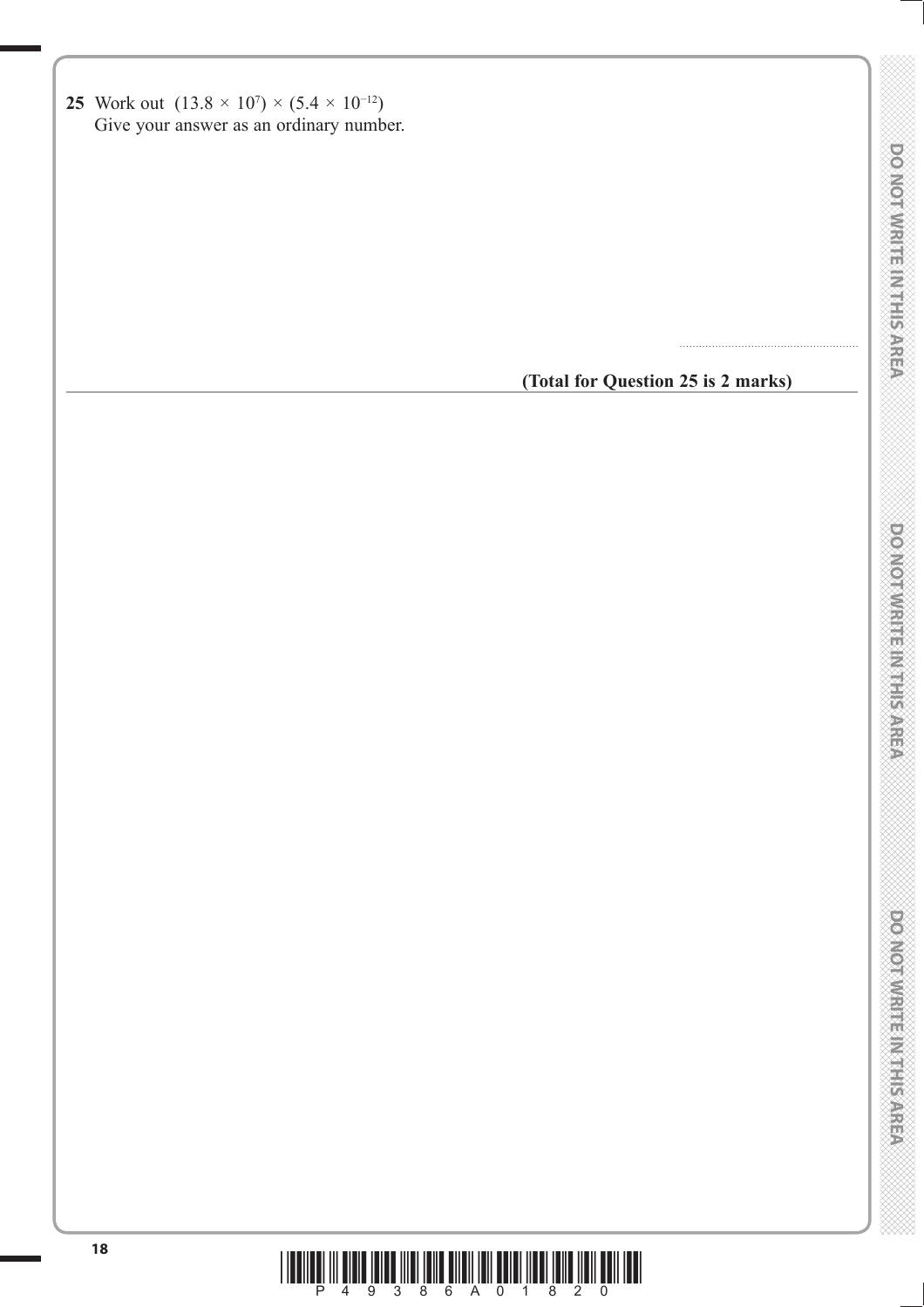**25** Work out $(13.8 \times 10^7) \times (5.4 \times 10^{-12})$

Give your answer as an ordinary number.

.......................................................

**(Total for Question 25 is 2 marks)**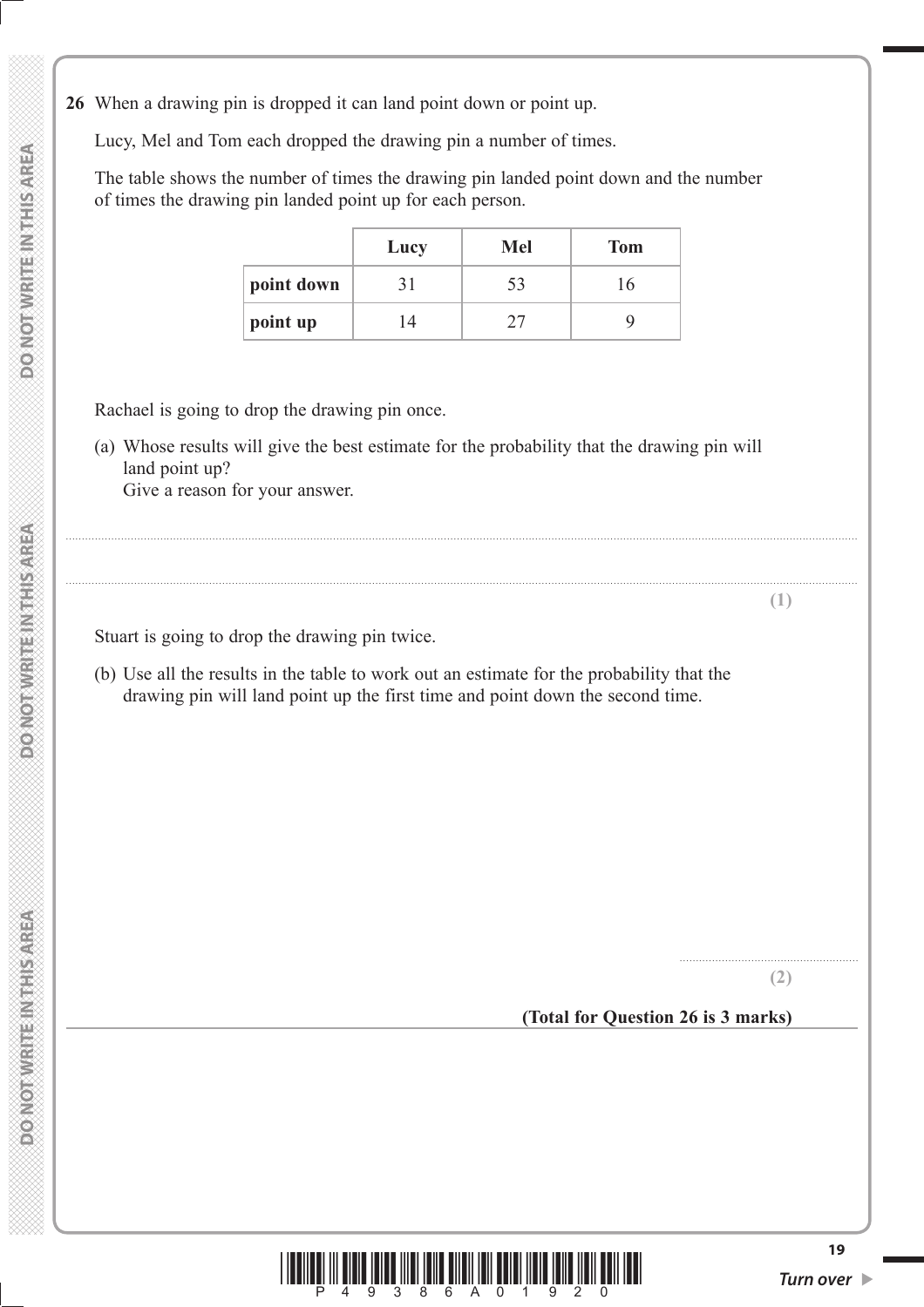**26** When a drawing pin is dropped it can land point down or point up.

Lucy, Mel and Tom each dropped the drawing pin a number of times.

The table shows the number of times the drawing pin landed point down and the number of times the drawing pin landed point up for each person.

| | Lucy | Mel | Tom |
|---|---|---|---|
| **point down** | 31 | 53 | 16 |
| **point up** | 14 | 27 | 9 |

Rachael is going to drop the drawing pin once.

(a) Whose results will give the best estimate for the probability that the drawing pin will land point up?
Give a reason for your answer.

..........................................................................................................................................................................................................

..........................................................................................................................................................................................................

**(1)**

Stuart is going to drop the drawing pin twice.

(b) Use all the results in the table to work out an estimate for the probability that the drawing pin will land point up the first time and point down the second time.

..........................................

**(2)**

**(Total for Question 26 is 3 marks)**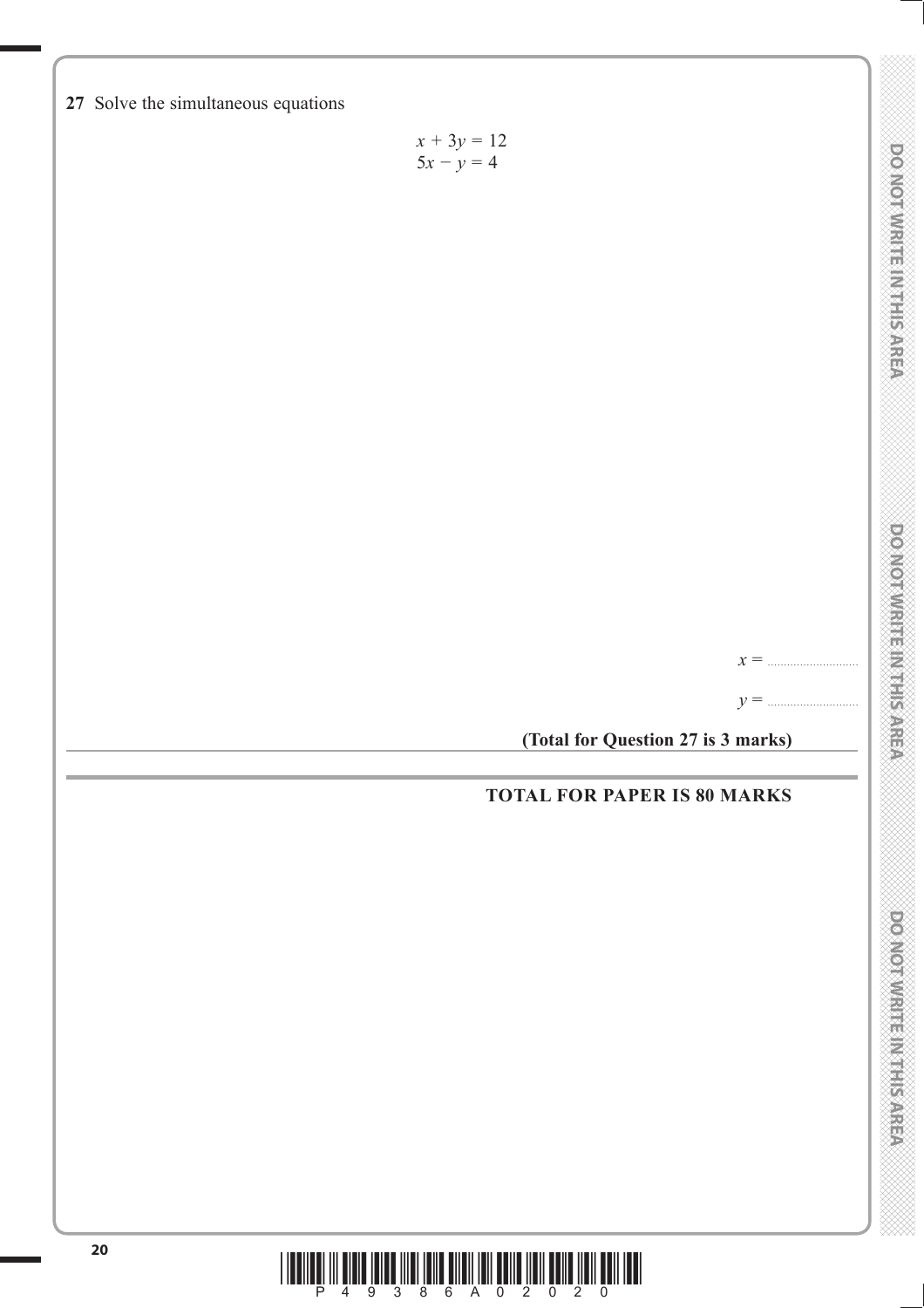**27** Solve the simultaneous equations

$$x + 3y = 12$$
$$5x - y = 4$$

$x =$ ..............................

$y =$ ..............................

**(Total for Question 27 is 3 marks)**

---

**TOTAL FOR PAPER IS 80 MARKS**